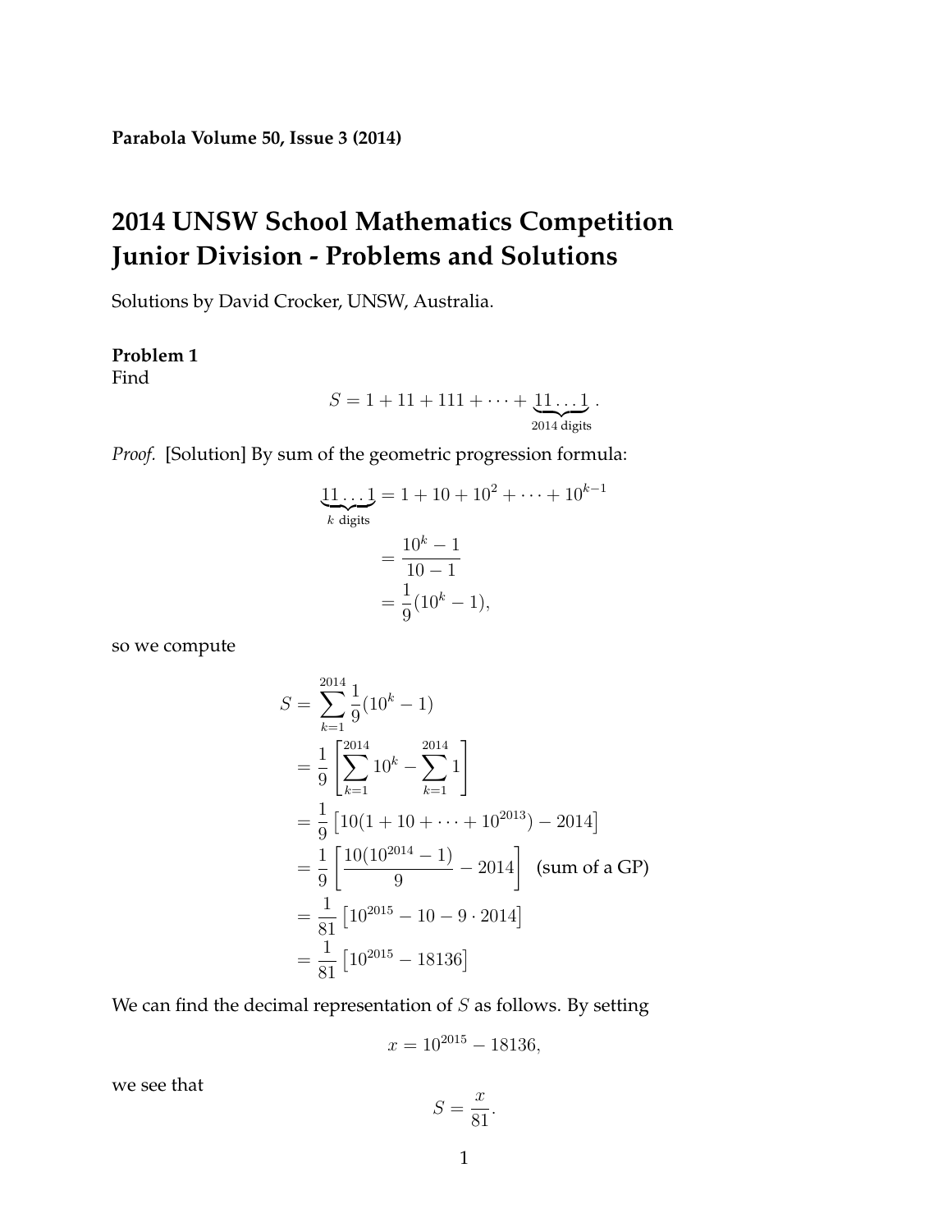**Parabola Volume 50, Issue 3 (2014)**

# 2014 UNSW School Mathematics Competition Junior Division - Problems and Solutions

Solutions by David Crocker, UNSW, Australia.

**Problem 1**
Find

$$S = 1 + 11 + 111 + \cdots + \underbrace{11\ldots1}_{2014 \text{ digits}}.$$

*Proof.* [Solution] By sum of the geometric progression formula:

$$\begin{aligned}
\underbrace{11\ldots1}_{k \text{ digits}} &= 1 + 10 + 10^2 + \cdots + 10^{k-1} \\
&= \frac{10^k - 1}{10 - 1} \\
&= \frac{1}{9}(10^k - 1),
\end{aligned}$$

so we compute

$$\begin{aligned}
S &= \sum_{k=1}^{2014} \frac{1}{9}(10^k - 1) \\
&= \frac{1}{9}\left[\sum_{k=1}^{2014} 10^k - \sum_{k=1}^{2014} 1\right] \\
&= \frac{1}{9}\left[10(1 + 10 + \cdots + 10^{2013}) - 2014\right] \\
&= \frac{1}{9}\left[\frac{10(10^{2014} - 1)}{9} - 2014\right] \quad \text{(sum of a GP)} \\
&= \frac{1}{81}\left[10^{2015} - 10 - 9 \cdot 2014\right] \\
&= \frac{1}{81}\left[10^{2015} - 18136\right]
\end{aligned}$$

We can find the decimal representation of $S$ as follows. By setting

$$x = 10^{2015} - 18136,$$

we see that

$$S = \frac{x}{81}.$$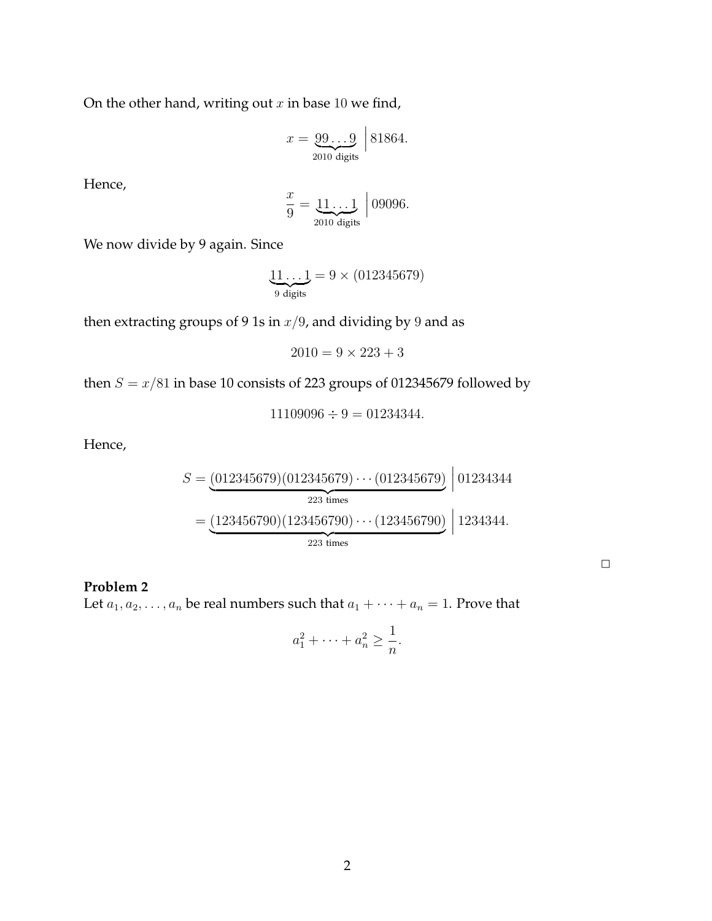On the other hand, writing out $x$ in base $10$ we find,

$$x = \underbrace{99\ldots9}_{2010 \text{ digits}} \Big| 81864.$$

Hence,

$$\frac{x}{9} = \underbrace{11\ldots1}_{2010 \text{ digits}} \Big| 09096.$$

We now divide by 9 again. Since

$$\underbrace{11\ldots1}_{9 \text{ digits}} = 9 \times (012345679)$$

then extracting groups of 9 1s in $x/9$, and dividing by $9$ and as

$$2010 = 9 \times 223 + 3$$

then $S = x/81$ in base 10 consists of 223 groups of 012345679 followed by

$$11109096 \div 9 = 01234344.$$

Hence,

$$\begin{aligned} S &= \underbrace{(012345679)(012345679)\cdots(012345679)}_{223 \text{ times}} \Big| 01234344 \\ &= \underbrace{(123456790)(123456790)\cdots(123456790)}_{223 \text{ times}} \Big| 1234344. \end{aligned}$$

□

**Problem 2**
Let $a_1, a_2, \ldots, a_n$ be real numbers such that $a_1 + \cdots + a_n = 1$. Prove that

$$a_1^2 + \cdots + a_n^2 \geq \frac{1}{n}.$$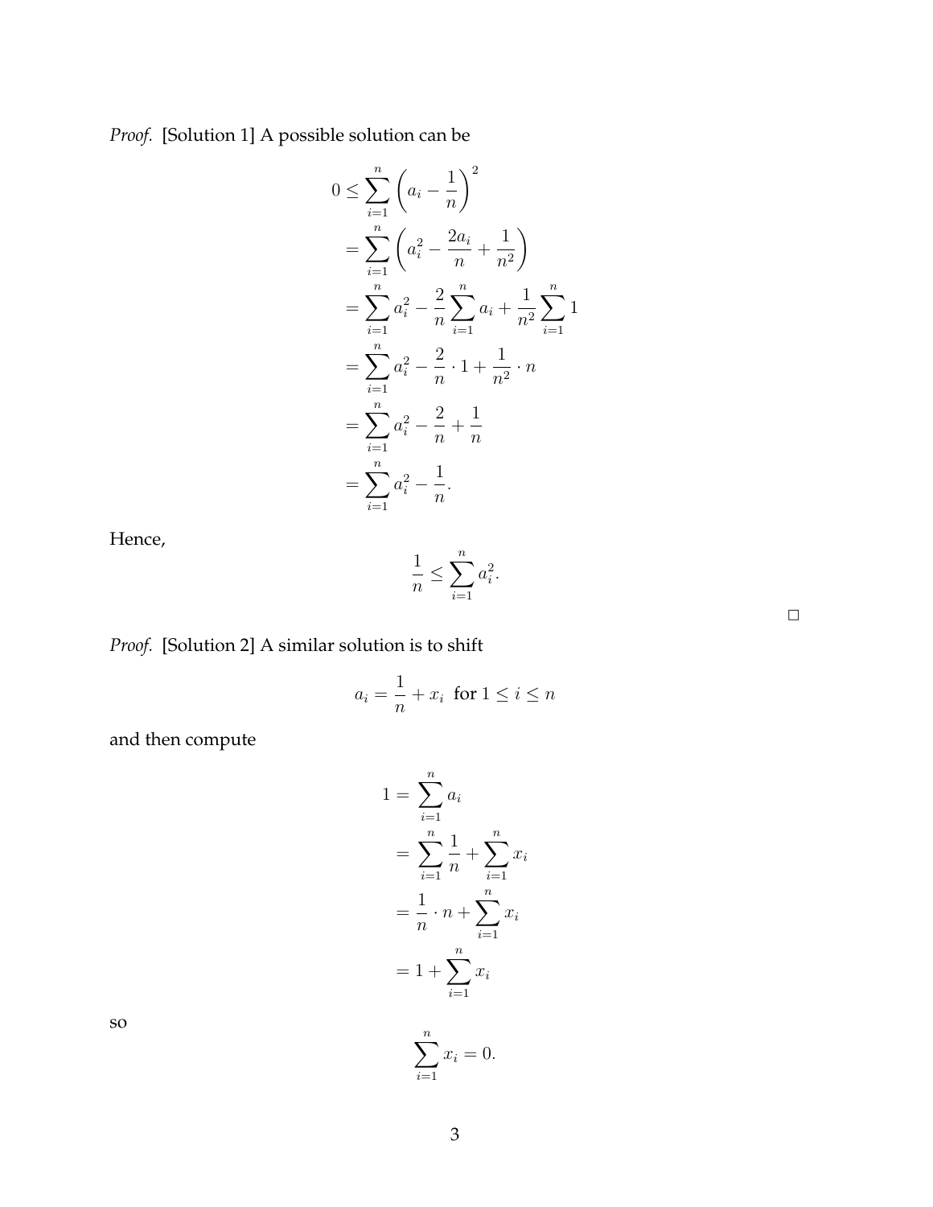*Proof.* [Solution 1] A possible solution can be

$$
\begin{aligned}
0 &\leq \sum_{i=1}^{n} \left( a_i - \frac{1}{n} \right)^2 \\
&= \sum_{i=1}^{n} \left( a_i^2 - \frac{2a_i}{n} + \frac{1}{n^2} \right) \\
&= \sum_{i=1}^{n} a_i^2 - \frac{2}{n} \sum_{i=1}^{n} a_i + \frac{1}{n^2} \sum_{i=1}^{n} 1 \\
&= \sum_{i=1}^{n} a_i^2 - \frac{2}{n} \cdot 1 + \frac{1}{n^2} \cdot n \\
&= \sum_{i=1}^{n} a_i^2 - \frac{2}{n} + \frac{1}{n} \\
&= \sum_{i=1}^{n} a_i^2 - \frac{1}{n}.
\end{aligned}
$$

Hence,

$$
\frac{1}{n} \leq \sum_{i=1}^{n} a_i^2.
$$

□

*Proof.* [Solution 2] A similar solution is to shift

$$
a_i = \frac{1}{n} + x_i \ \text{ for } 1 \leq i \leq n
$$

and then compute

$$
\begin{aligned}
1 &= \sum_{i=1}^{n} a_i \\
&= \sum_{i=1}^{n} \frac{1}{n} + \sum_{i=1}^{n} x_i \\
&= \frac{1}{n} \cdot n + \sum_{i=1}^{n} x_i \\
&= 1 + \sum_{i=1}^{n} x_i
\end{aligned}
$$

so

$$
\sum_{i=1}^{n} x_i = 0.
$$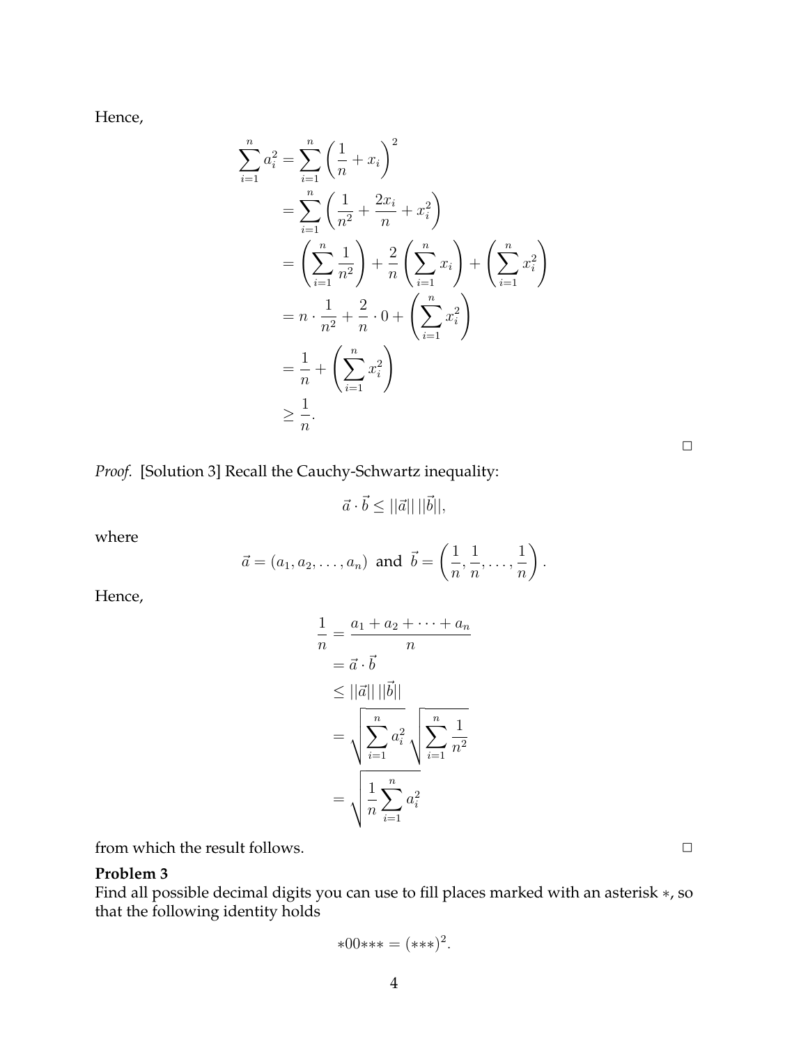Hence,

$$
\begin{aligned}
\sum_{i=1}^{n} a_i^2 &= \sum_{i=1}^{n} \left( \frac{1}{n} + x_i \right)^2 \\
&= \sum_{i=1}^{n} \left( \frac{1}{n^2} + \frac{2x_i}{n} + x_i^2 \right) \\
&= \left( \sum_{i=1}^{n} \frac{1}{n^2} \right) + \frac{2}{n} \left( \sum_{i=1}^{n} x_i \right) + \left( \sum_{i=1}^{n} x_i^2 \right) \\
&= n \cdot \frac{1}{n^2} + \frac{2}{n} \cdot 0 + \left( \sum_{i=1}^{n} x_i^2 \right) \\
&= \frac{1}{n} + \left( \sum_{i=1}^{n} x_i^2 \right) \\
&\geq \frac{1}{n}.
\end{aligned}
$$

□

*Proof.* [Solution 3] Recall the Cauchy-Schwartz inequality:

$$\vec{a} \cdot \vec{b} \leq ||\vec{a}|| \, ||\vec{b}||,$$

where

$$\vec{a} = (a_1, a_2, \ldots, a_n) \text{ and } \vec{b} = \left( \frac{1}{n}, \frac{1}{n}, \ldots, \frac{1}{n} \right).$$

Hence,

$$
\begin{aligned}
\frac{1}{n} &= \frac{a_1 + a_2 + \cdots + a_n}{n} \\
&= \vec{a} \cdot \vec{b} \\
&\leq ||\vec{a}|| \, ||\vec{b}|| \\
&= \sqrt{\sum_{i=1}^{n} a_i^2} \sqrt{\sum_{i=1}^{n} \frac{1}{n^2}} \\
&= \sqrt{\frac{1}{n} \sum_{i=1}^{n} a_i^2}
\end{aligned}
$$

from which the result follows. □

**Problem 3**

Find all possible decimal digits you can use to fill places marked with an asterisk $*$, so that the following identity holds

$$*00{*}{*}{*} = ({*}{*}{*})^2.$$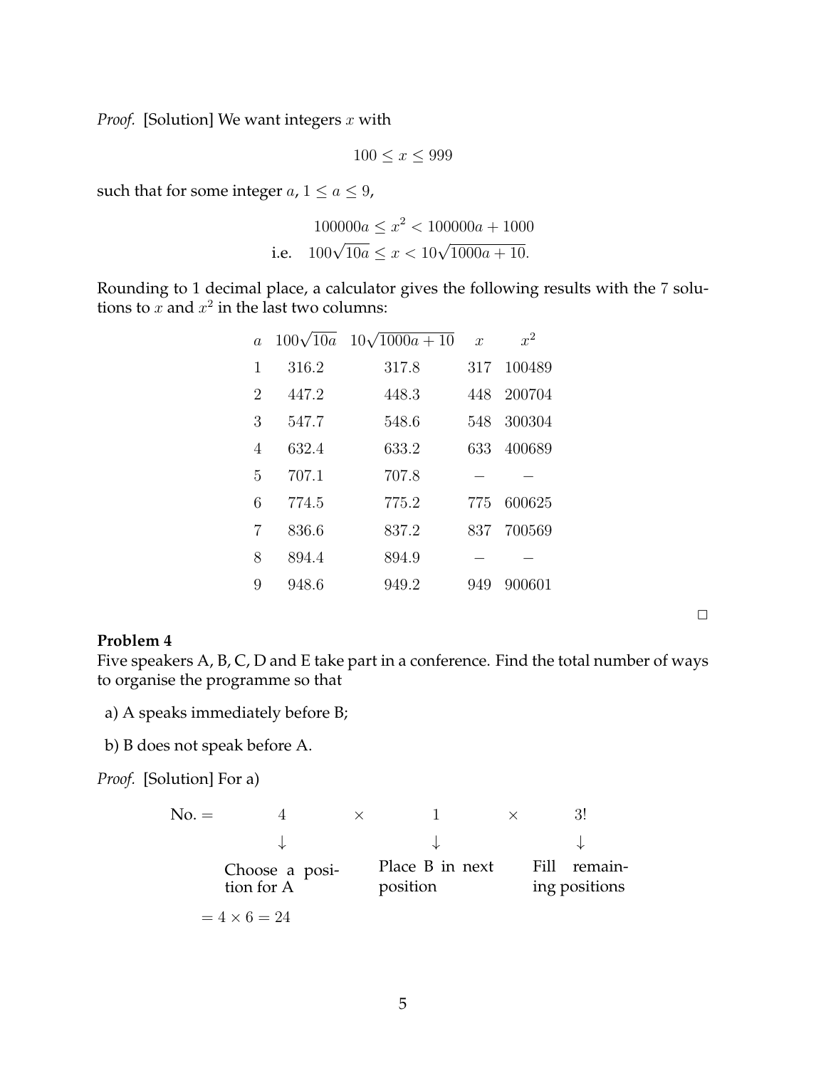*Proof.* [Solution] We want integers $x$ with

$$100 \leq x \leq 999$$

such that for some integer $a$, $1 \leq a \leq 9$,

$$100000a \leq x^2 < 100000a + 1000$$
$$\text{i.e.} \quad 100\sqrt{10a} \leq x < 10\sqrt{1000a + 10}.$$

Rounding to 1 decimal place, a calculator gives the following results with the 7 solutions to $x$ and $x^2$ in the last two columns:

| $a$ | $100\sqrt{10a}$ | $10\sqrt{1000a+10}$ | $x$ | $x^2$ |
|---|---|---|---|---|
| 1 | 316.2 | 317.8 | 317 | 100489 |
| 2 | 447.2 | 448.3 | 448 | 200704 |
| 3 | 547.7 | 548.6 | 548 | 300304 |
| 4 | 632.4 | 633.2 | 633 | 400689 |
| 5 | 707.1 | 707.8 | – | – |
| 6 | 774.5 | 775.2 | 775 | 600625 |
| 7 | 836.6 | 837.2 | 837 | 700569 |
| 8 | 894.4 | 894.9 | – | – |
| 9 | 948.6 | 949.2 | 949 | 900601 |

□

**Problem 4**
Five speakers A, B, C, D and E take part in a conference. Find the total number of ways to organise the programme so that

a) A speaks immediately before B;

b) B does not speak before A.

*Proof.* [Solution] For a)

$$\text{No.} = \underset{\text{Choose a position for A}}{4} \times \underset{\text{Place B in next position}}{1} \times \underset{\text{Fill remaining positions}}{3!}$$

$$= 4 \times 6 = 24$$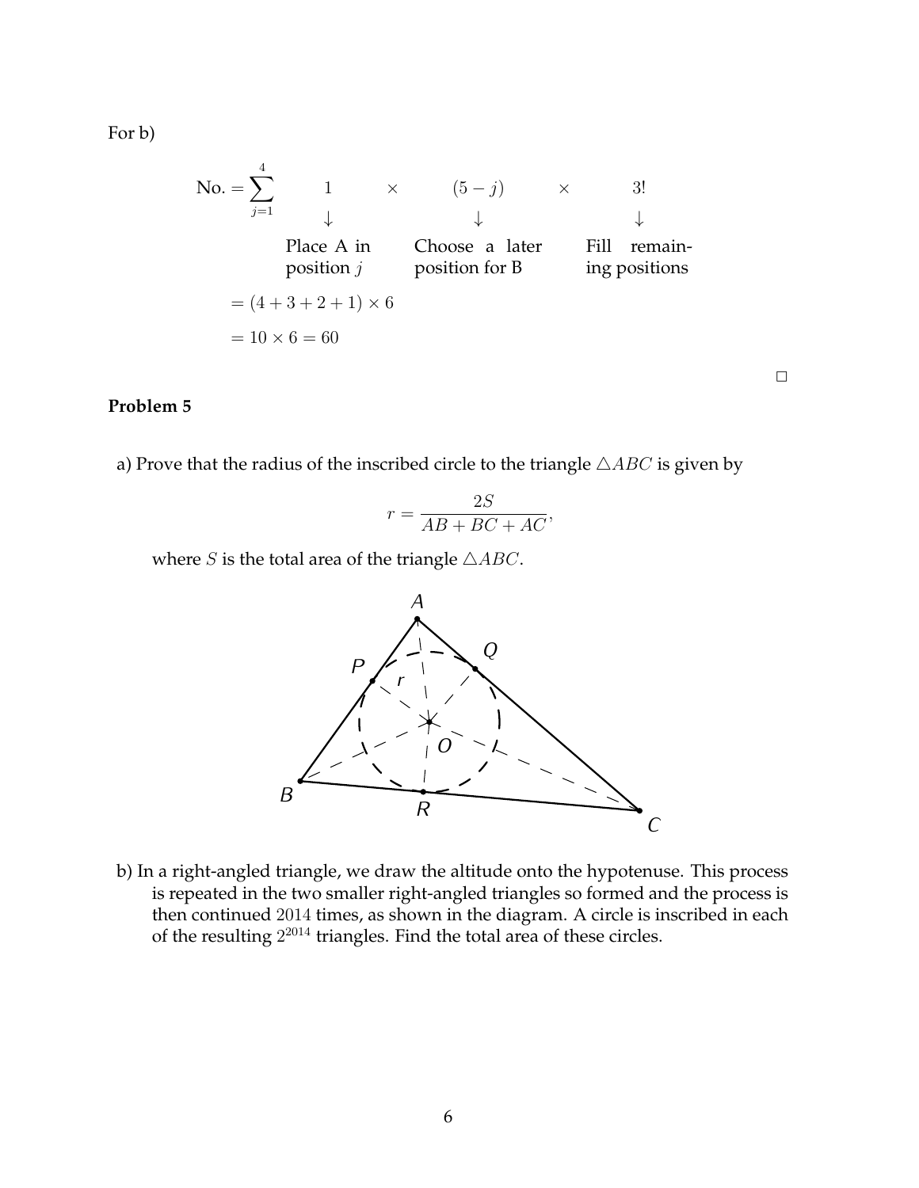For b)

$$
\begin{aligned}
\text{No.} = \sum_{j=1}^{4} \quad &\underset{\substack{\text{Place A in} \\ \text{position } j}}{\underset{\downarrow}{1}} \quad \times \quad \underset{\substack{\text{Choose a later} \\ \text{position for B}}}{\underset{\downarrow}{(5-j)}} \quad \times \quad \underset{\substack{\text{Fill remain-} \\ \text{ing positions}}}{\underset{\downarrow}{3!}} \\
&= (4+3+2+1) \times 6 \\
&= 10 \times 6 = 60
\end{aligned}
$$

□

**Problem 5**

a) Prove that the radius of the inscribed circle to the triangle $\triangle ABC$ is given by

$$r = \frac{2S}{AB + BC + AC},$$

where $S$ is the total area of the triangle $\triangle ABC$.

b) In a right-angled triangle, we draw the altitude onto the hypotenuse. This process is repeated in the two smaller right-angled triangles so formed and the process is then continued 2014 times, as shown in the diagram. A circle is inscribed in each of the resulting $2^{2014}$ triangles. Find the total area of these circles.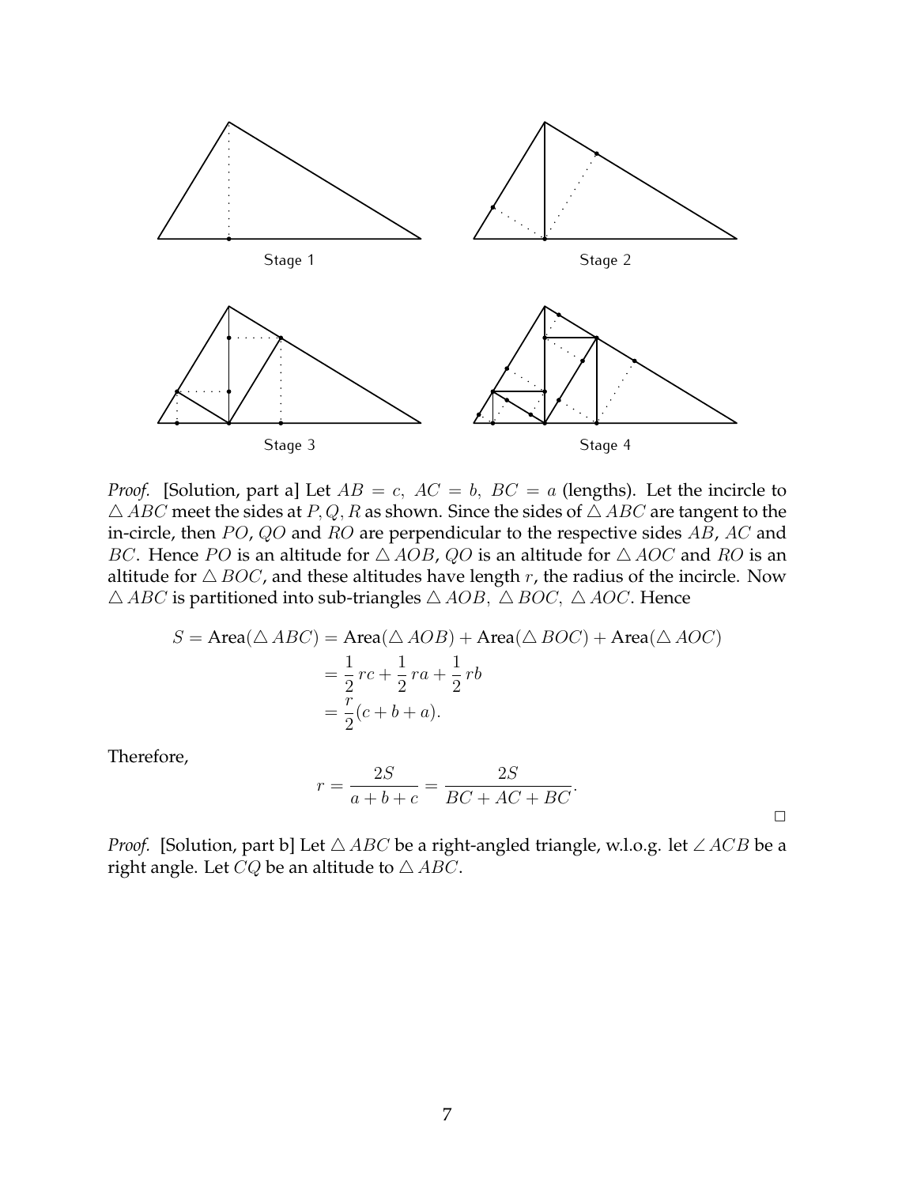Stage 1

Stage 2

Stage 3

Stage 4

*Proof.* [Solution, part a] Let $AB = c,\ AC = b,\ BC = a$ (lengths). Let the incircle to $\triangle ABC$ meet the sides at $P, Q, R$ as shown. Since the sides of $\triangle ABC$ are tangent to the in-circle, then $PO$, $QO$ and $RO$ are perpendicular to the respective sides $AB$, $AC$ and $BC$. Hence $PO$ is an altitude for $\triangle AOB$, $QO$ is an altitude for $\triangle AOC$ and $RO$ is an altitude for $\triangle BOC$, and these altitudes have length $r$, the radius of the incircle. Now $\triangle ABC$ is partitioned into sub-triangles $\triangle AOB,\ \triangle BOC,\ \triangle AOC$. Hence

$$
\begin{aligned}
S = \text{Area}(\triangle ABC) &= \text{Area}(\triangle AOB) + \text{Area}(\triangle BOC) + \text{Area}(\triangle AOC) \\
&= \frac{1}{2}rc + \frac{1}{2}ra + \frac{1}{2}rb \\
&= \frac{r}{2}(c + b + a).
\end{aligned}
$$

Therefore,

$$
r = \frac{2S}{a+b+c} = \frac{2S}{BC + AC + BC}.
$$

□

*Proof.* [Solution, part b] Let $\triangle ABC$ be a right-angled triangle, w.l.o.g. let $\angle ACB$ be a right angle. Let $CQ$ be an altitude to $\triangle ABC$.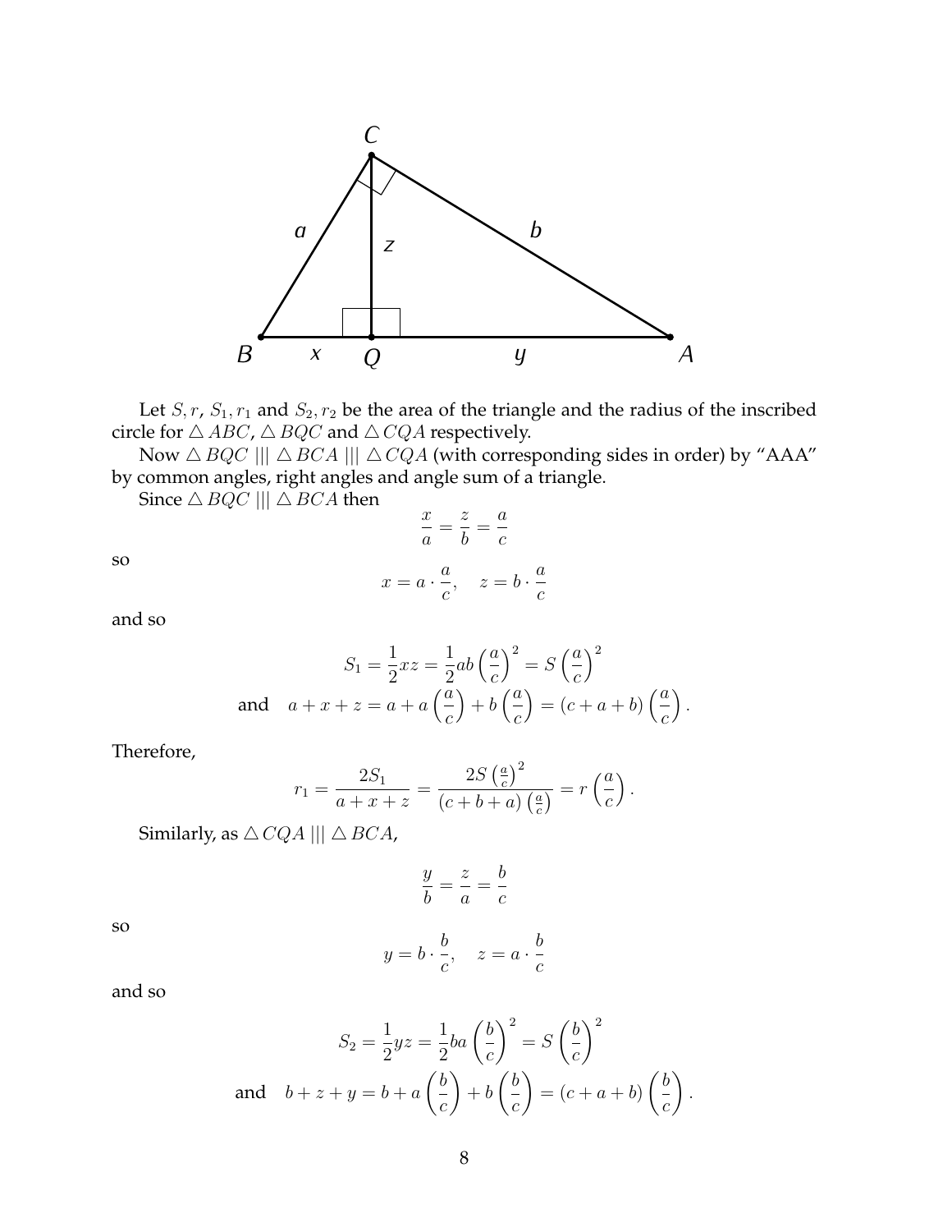Let $S, r$, $S_1, r_1$ and $S_2, r_2$ be the area of the triangle and the radius of the inscribed circle for $\triangle ABC$, $\triangle BQC$ and $\triangle CQA$ respectively.

Now $\triangle BQC \;|||\; \triangle BCA \;|||\; \triangle CQA$ (with corresponding sides in order) by "AAA" by common angles, right angles and angle sum of a triangle.

Since $\triangle BQC \;|||\; \triangle BCA$ then

$$\frac{x}{a} = \frac{z}{b} = \frac{a}{c}$$

so

$$x = a \cdot \frac{a}{c}, \quad z = b \cdot \frac{a}{c}$$

and so

$$S_1 = \frac{1}{2}xz = \frac{1}{2}ab\left(\frac{a}{c}\right)^2 = S\left(\frac{a}{c}\right)^2$$

$$\text{and} \quad a + x + z = a + a\left(\frac{a}{c}\right) + b\left(\frac{a}{c}\right) = (c + a + b)\left(\frac{a}{c}\right).$$

Therefore,

$$r_1 = \frac{2S_1}{a + x + z} = \frac{2S\left(\frac{a}{c}\right)^2}{(c + b + a)\left(\frac{a}{c}\right)} = r\left(\frac{a}{c}\right).$$

Similarly, as $\triangle CQA \;|||\; \triangle BCA$,

$$\frac{y}{b} = \frac{z}{a} = \frac{b}{c}$$

so

$$y = b \cdot \frac{b}{c}, \quad z = a \cdot \frac{b}{c}$$

and so

$$S_2 = \frac{1}{2}yz = \frac{1}{2}ba\left(\frac{b}{c}\right)^2 = S\left(\frac{b}{c}\right)^2$$

$$\text{and} \quad b + z + y = b + a\left(\frac{b}{c}\right) + b\left(\frac{b}{c}\right) = (c + a + b)\left(\frac{b}{c}\right).$$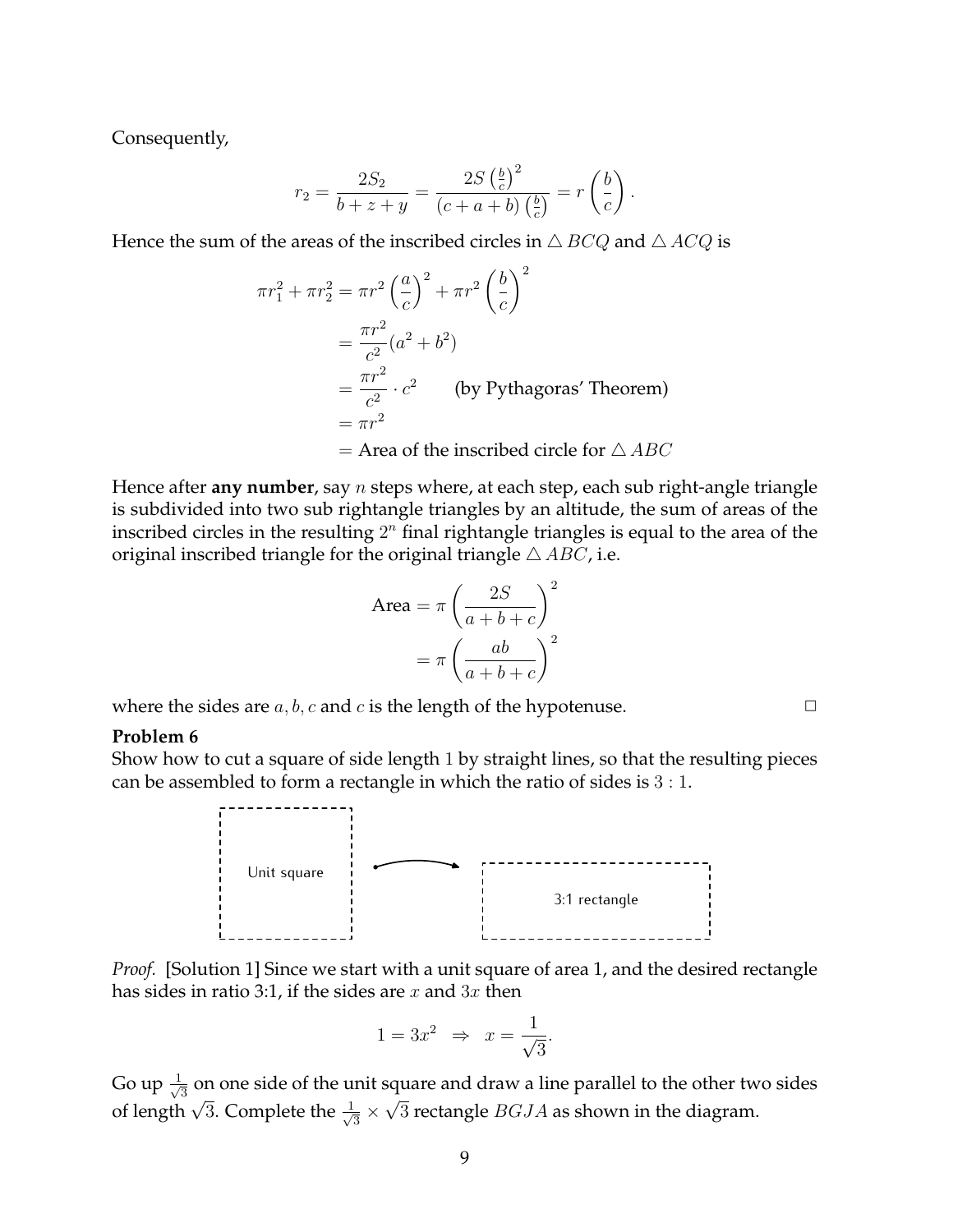Consequently,

$$r_2 = \frac{2S_2}{b+z+y} = \frac{2S\left(\frac{b}{c}\right)^2}{(c+a+b)\left(\frac{b}{c}\right)} = r\left(\frac{b}{c}\right).$$

Hence the sum of the areas of the inscribed circles in $\triangle BCQ$ and $\triangle ACQ$ is

$$\begin{aligned}
\pi r_1^2 + \pi r_2^2 &= \pi r^2 \left(\frac{a}{c}\right)^2 + \pi r^2 \left(\frac{b}{c}\right)^2 \\
&= \frac{\pi r^2}{c^2}(a^2+b^2) \\
&= \frac{\pi r^2}{c^2} \cdot c^2 \qquad \text{(by Pythagoras' Theorem)} \\
&= \pi r^2 \\
&= \text{Area of the inscribed circle for } \triangle ABC
\end{aligned}$$

Hence after **any number**, say $n$ steps where, at each step, each sub right-angle triangle is subdivided into two sub rightangle triangles by an altitude, the sum of areas of the inscribed circles in the resulting $2^n$ final rightangle triangles is equal to the area of the original inscribed triangle for the original triangle $\triangle ABC$, i.e.

$$\begin{aligned}
\text{Area} &= \pi\left(\frac{2S}{a+b+c}\right)^2 \\
&= \pi\left(\frac{ab}{a+b+c}\right)^2
\end{aligned}$$

where the sides are $a, b, c$ and $c$ is the length of the hypotenuse. □

**Problem 6**

Show how to cut a square of side length 1 by straight lines, so that the resulting pieces can be assembled to form a rectangle in which the ratio of sides is $3:1$.

Unit square → 3:1 rectangle

*Proof.* [Solution 1] Since we start with a unit square of area 1, and the desired rectangle has sides in ratio 3:1, if the sides are $x$ and $3x$ then

$$1 = 3x^2 \;\;\Rightarrow\;\; x = \frac{1}{\sqrt{3}}.$$

Go up $\frac{1}{\sqrt{3}}$ on one side of the unit square and draw a line parallel to the other two sides of length $\sqrt{3}$. Complete the $\frac{1}{\sqrt{3}} \times \sqrt{3}$ rectangle $BGJA$ as shown in the diagram.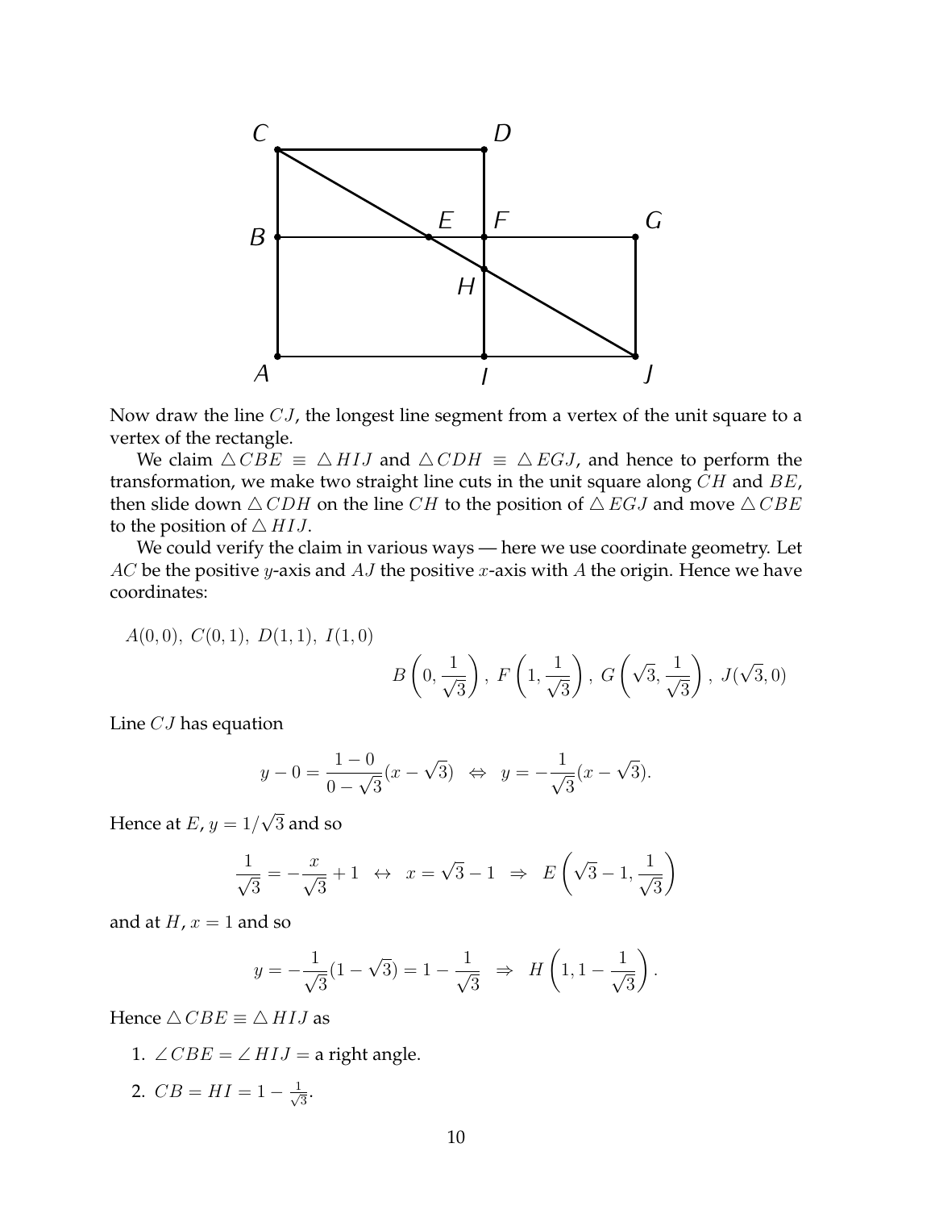Now draw the line $CJ$, the longest line segment from a vertex of the unit square to a vertex of the rectangle.

We claim $\triangle CBE \equiv \triangle HIJ$ and $\triangle CDH \equiv \triangle EGJ$, and hence to perform the transformation, we make two straight line cuts in the unit square along $CH$ and $BE$, then slide down $\triangle CDH$ on the line $CH$ to the position of $\triangle EGJ$ and move $\triangle CBE$ to the position of $\triangle HIJ$.

We could verify the claim in various ways — here we use coordinate geometry. Let $AC$ be the positive $y$-axis and $AJ$ the positive $x$-axis with $A$ the origin. Hence we have coordinates:

$$A(0,0),\ C(0,1),\ D(1,1),\ I(1,0)$$

$$B\left(0, \frac{1}{\sqrt{3}}\right),\ F\left(1, \frac{1}{\sqrt{3}}\right),\ G\left(\sqrt{3}, \frac{1}{\sqrt{3}}\right),\ J(\sqrt{3}, 0)$$

Line $CJ$ has equation

$$y - 0 = \frac{1-0}{0-\sqrt{3}}(x - \sqrt{3}) \ \Leftrightarrow\ y = -\frac{1}{\sqrt{3}}(x - \sqrt{3}).$$

Hence at $E$, $y = 1/\sqrt{3}$ and so

$$\frac{1}{\sqrt{3}} = -\frac{x}{\sqrt{3}} + 1 \ \leftrightarrow\ x = \sqrt{3} - 1 \ \Rightarrow\ E\left(\sqrt{3}-1, \frac{1}{\sqrt{3}}\right)$$

and at $H$, $x = 1$ and so

$$y = -\frac{1}{\sqrt{3}}(1 - \sqrt{3}) = 1 - \frac{1}{\sqrt{3}} \ \Rightarrow\ H\left(1, 1 - \frac{1}{\sqrt{3}}\right).$$

Hence $\triangle CBE \equiv \triangle HIJ$ as

1. $\angle CBE = \angle HIJ =$ a right angle.
2. $CB = HI = 1 - \frac{1}{\sqrt{3}}$.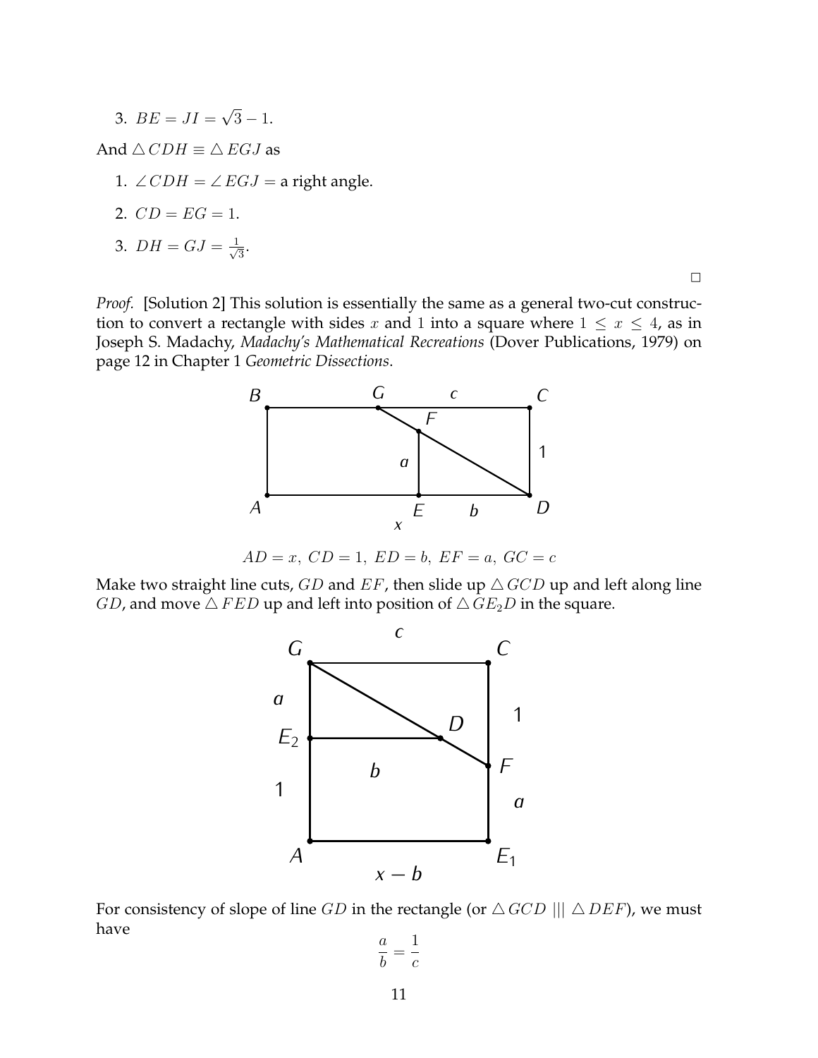3. $BE = JI = \sqrt{3} - 1$.

And $\triangle CDH \equiv \triangle EGJ$ as

1. $\angle CDH = \angle EGJ =$ a right angle.
2. $CD = EG = 1$.
3. $DH = GJ = \frac{1}{\sqrt{3}}$.

□

*Proof.* [Solution 2] This solution is essentially the same as a general two-cut construction to convert a rectangle with sides $x$ and $1$ into a square where $1 \leq x \leq 4$, as in Joseph S. Madachy, *Madachy's Mathematical Recreations* (Dover Publications, 1979) on page 12 in Chapter 1 *Geometric Dissections*.

$$AD = x,\ CD = 1,\ ED = b,\ EF = a,\ GC = c$$

Make two straight line cuts, $GD$ and $EF$, then slide up $\triangle GCD$ up and left along line $GD$, and move $\triangle FED$ up and left into position of $\triangle GE_2D$ in the square.

For consistency of slope of line $GD$ in the rectangle (or $\triangle GCD \ ||| \ \triangle DEF$), we must have

$$\frac{a}{b} = \frac{1}{c}$$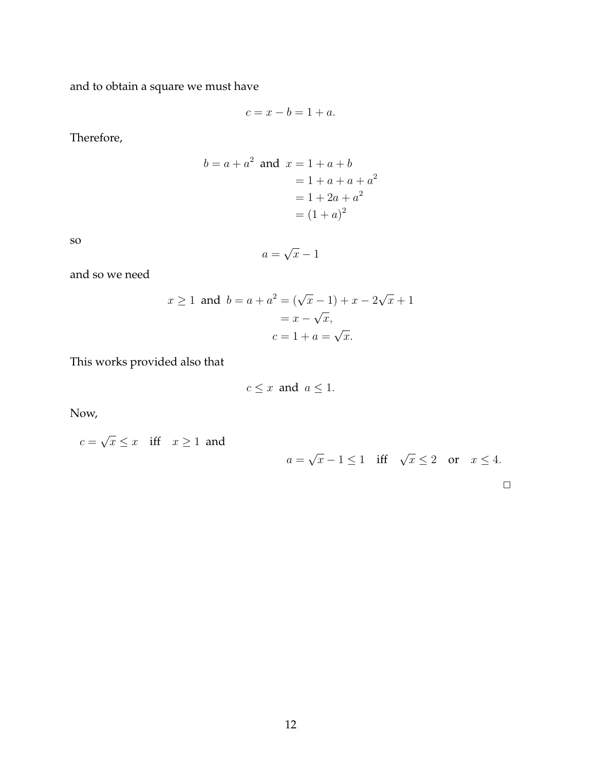and to obtain a square we must have

$$c = x - b = 1 + a.$$

Therefore,

$$\begin{aligned} b = a + a^2 \text{ and } x &= 1 + a + b \\ &= 1 + a + a + a^2 \\ &= 1 + 2a + a^2 \\ &= (1+a)^2 \end{aligned}$$

so

$$a = \sqrt{x} - 1$$

and so we need

$$\begin{aligned} x \geq 1 \text{ and } b = a + a^2 &= (\sqrt{x} - 1) + x - 2\sqrt{x} + 1 \\ &= x - \sqrt{x}, \\ c &= 1 + a = \sqrt{x}. \end{aligned}$$

This works provided also that

$$c \leq x \text{ and } a \leq 1.$$

Now,

$c = \sqrt{x} \leq x \quad \text{iff} \quad x \geq 1$ and

$$a = \sqrt{x} - 1 \leq 1 \quad \text{iff} \quad \sqrt{x} \leq 2 \quad \text{or} \quad x \leq 4.$$

□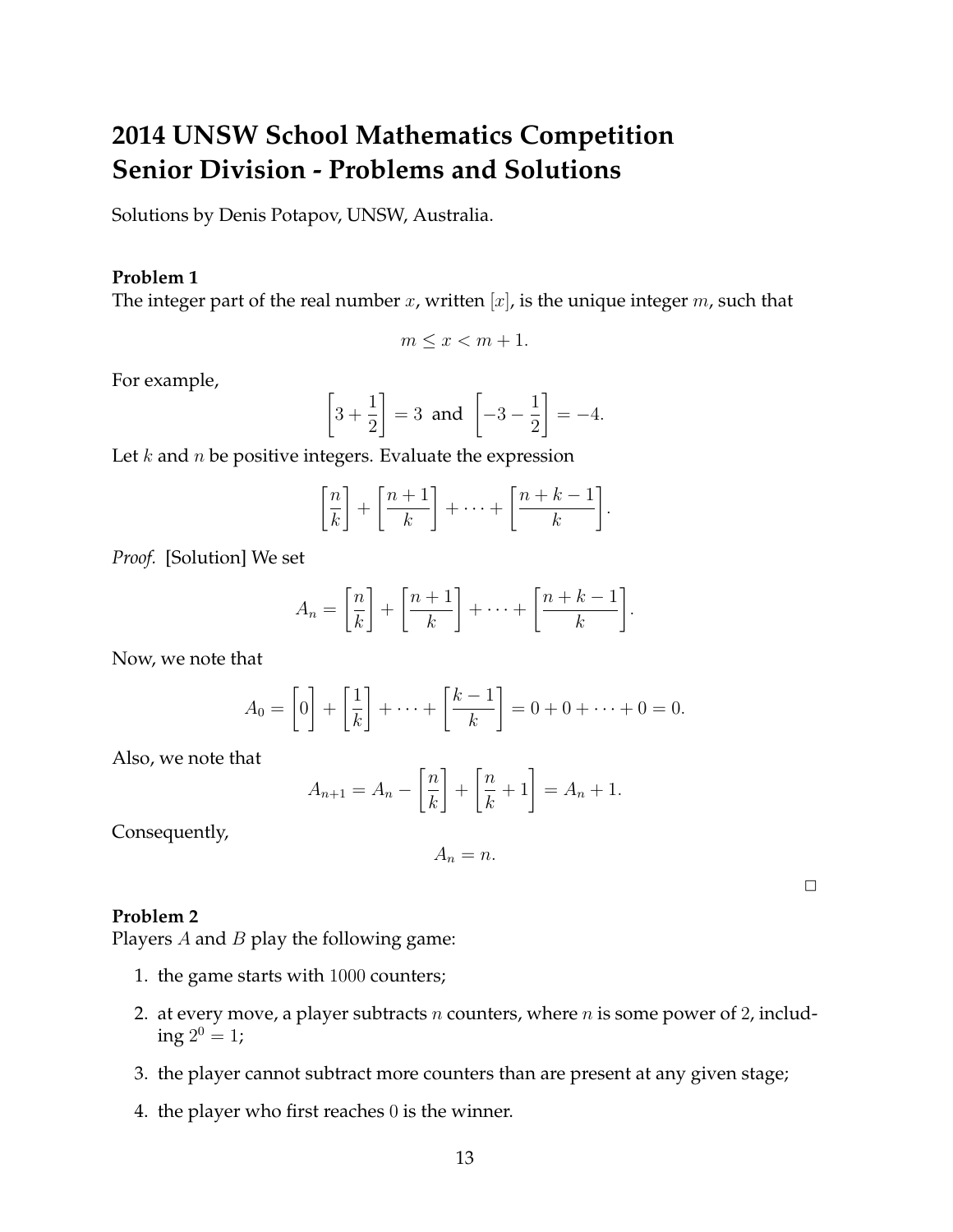# 2014 UNSW School Mathematics Competition Senior Division - Problems and Solutions

Solutions by Denis Potapov, UNSW, Australia.

**Problem 1**
The integer part of the real number $x$, written $[x]$, is the unique integer $m$, such that

$$m \le x < m + 1.$$

For example,

$$\left[3 + \frac{1}{2}\right] = 3 \text{ and } \left[-3 - \frac{1}{2}\right] = -4.$$

Let $k$ and $n$ be positive integers. Evaluate the expression

$$\left[\frac{n}{k}\right] + \left[\frac{n+1}{k}\right] + \cdots + \left[\frac{n+k-1}{k}\right].$$

*Proof.* [Solution] We set

$$A_n = \left[\frac{n}{k}\right] + \left[\frac{n+1}{k}\right] + \cdots + \left[\frac{n+k-1}{k}\right].$$

Now, we note that

$$A_0 = \left[0\right] + \left[\frac{1}{k}\right] + \cdots + \left[\frac{k-1}{k}\right] = 0 + 0 + \cdots + 0 = 0.$$

Also, we note that

$$A_{n+1} = A_n - \left[\frac{n}{k}\right] + \left[\frac{n}{k} + 1\right] = A_n + 1.$$

Consequently,

$$A_n = n.$$

□

**Problem 2**
Players $A$ and $B$ play the following game:

1. the game starts with $1000$ counters;
2. at every move, a player subtracts $n$ counters, where $n$ is some power of $2$, including $2^0 = 1$;
3. the player cannot subtract more counters than are present at any given stage;
4. the player who first reaches $0$ is the winner.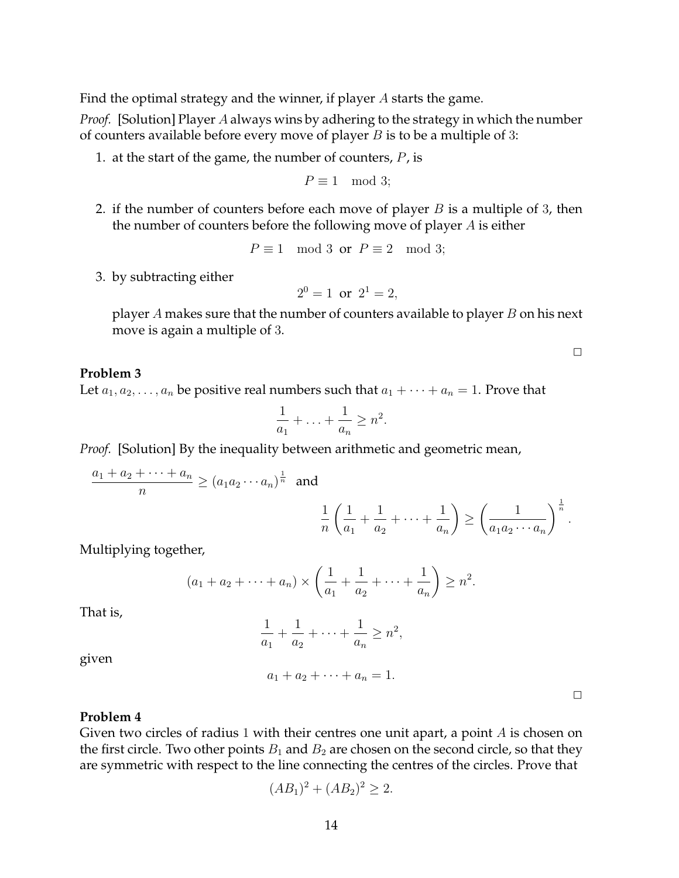Find the optimal strategy and the winner, if player $A$ starts the game.

*Proof.* [Solution] Player $A$ always wins by adhering to the strategy in which the number of counters available before every move of player $B$ is to be a multiple of 3:

1. at the start of the game, the number of counters, $P$, is
$$P \equiv 1 \mod 3;$$
2. if the number of counters before each move of player $B$ is a multiple of 3, then the number of counters before the following move of player $A$ is either
$$P \equiv 1 \mod 3 \text{ or } P \equiv 2 \mod 3;$$
3. by subtracting either
$$2^0 = 1 \text{ or } 2^1 = 2,$$
player $A$ makes sure that the number of counters available to player $B$ on his next move is again a multiple of 3.

□

**Problem 3**
Let $a_1, a_2, \ldots, a_n$ be positive real numbers such that $a_1 + \cdots + a_n = 1$. Prove that
$$\frac{1}{a_1} + \ldots + \frac{1}{a_n} \geq n^2.$$

*Proof.* [Solution] By the inequality between arithmetic and geometric mean,
$$\frac{a_1 + a_2 + \cdots + a_n}{n} \geq (a_1 a_2 \cdots a_n)^{\frac{1}{n}} \text{ and}$$
$$\frac{1}{n}\left(\frac{1}{a_1} + \frac{1}{a_2} + \cdots + \frac{1}{a_n}\right) \geq \left(\frac{1}{a_1 a_2 \cdots a_n}\right)^{\frac{1}{n}}.$$

Multiplying together,
$$(a_1 + a_2 + \cdots + a_n) \times \left(\frac{1}{a_1} + \frac{1}{a_2} + \cdots + \frac{1}{a_n}\right) \geq n^2.$$

That is,
$$\frac{1}{a_1} + \frac{1}{a_2} + \cdots + \frac{1}{a_n} \geq n^2,$$

given
$$a_1 + a_2 + \cdots + a_n = 1.$$

□

**Problem 4**
Given two circles of radius 1 with their centres one unit apart, a point $A$ is chosen on the first circle. Two other points $B_1$ and $B_2$ are chosen on the second circle, so that they are symmetric with respect to the line connecting the centres of the circles. Prove that
$$(AB_1)^2 + (AB_2)^2 \geq 2.$$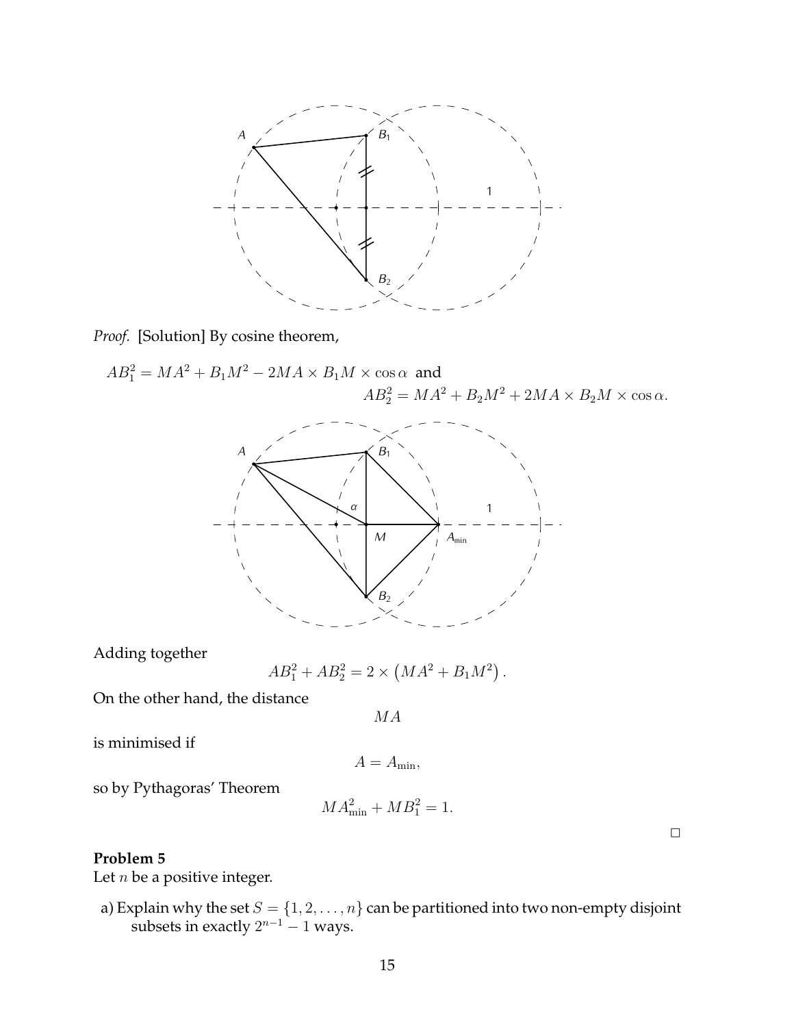*Proof.* [Solution] By cosine theorem,

$$AB_1^2 = MA^2 + B_1M^2 - 2MA \times B_1M \times \cos\alpha \text{ and}$$
$$AB_2^2 = MA^2 + B_2M^2 + 2MA \times B_2M \times \cos\alpha.$$

Adding together

$$AB_1^2 + AB_2^2 = 2 \times \left(MA^2 + B_1M^2\right).$$

On the other hand, the distance

$$MA$$

is minimised if

$$A = A_{\min},$$

so by Pythagoras' Theorem

$$MA_{\min}^2 + MB_1^2 = 1.$$

□

**Problem 5**

Let $n$ be a positive integer.

a) Explain why the set $S = \{1, 2, \ldots, n\}$ can be partitioned into two non-empty disjoint subsets in exactly $2^{n-1} - 1$ ways.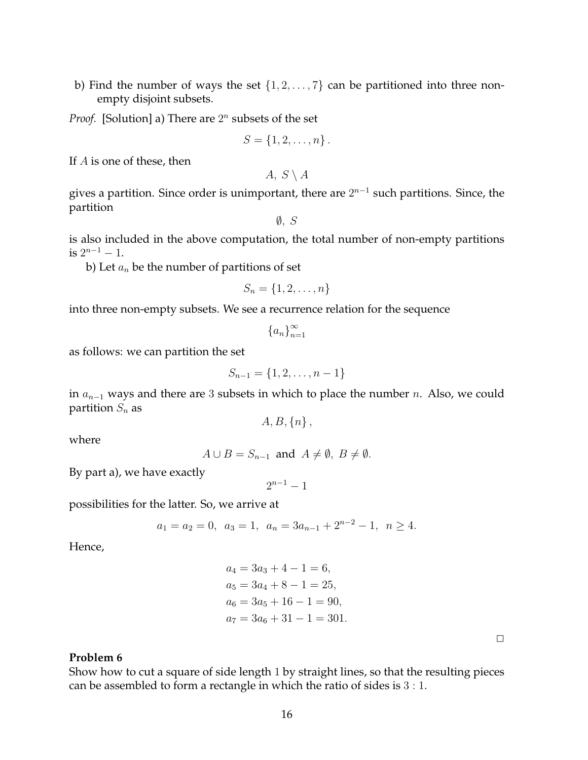b) Find the number of ways the set $\{1, 2, \ldots, 7\}$ can be partitioned into three non-empty disjoint subsets.

*Proof.* [Solution] a) There are $2^n$ subsets of the set

$$S = \{1, 2, \ldots, n\}.$$

If $A$ is one of these, then

$$A,\ S \setminus A$$

gives a partition. Since order is unimportant, there are $2^{n-1}$ such partitions. Since, the partition

$$\emptyset,\ S$$

is also included in the above computation, the total number of non-empty partitions is $2^{n-1} - 1$.

b) Let $a_n$ be the number of partitions of set

$$S_n = \{1, 2, \ldots, n\}$$

into three non-empty subsets. We see a recurrence relation for the sequence

$$\{a_n\}_{n=1}^{\infty}$$

as follows: we can partition the set

$$S_{n-1} = \{1, 2, \ldots, n-1\}$$

in $a_{n-1}$ ways and there are 3 subsets in which to place the number $n$. Also, we could partition $S_n$ as

$$A, B, \{n\},$$

where

$$A \cup B = S_{n-1} \text{ and } A \neq \emptyset,\ B \neq \emptyset.$$

By part a), we have exactly

$$2^{n-1} - 1$$

possibilities for the latter. So, we arrive at

$$a_1 = a_2 = 0,\ \ a_3 = 1,\ \ a_n = 3a_{n-1} + 2^{n-2} - 1,\ \ n \geq 4.$$

Hence,

$$\begin{aligned}
a_4 &= 3a_3 + 4 - 1 = 6, \\
a_5 &= 3a_4 + 8 - 1 = 25, \\
a_6 &= 3a_5 + 16 - 1 = 90, \\
a_7 &= 3a_6 + 31 - 1 = 301.
\end{aligned}$$

□

**Problem 6**

Show how to cut a square of side length 1 by straight lines, so that the resulting pieces can be assembled to form a rectangle in which the ratio of sides is $3:1$.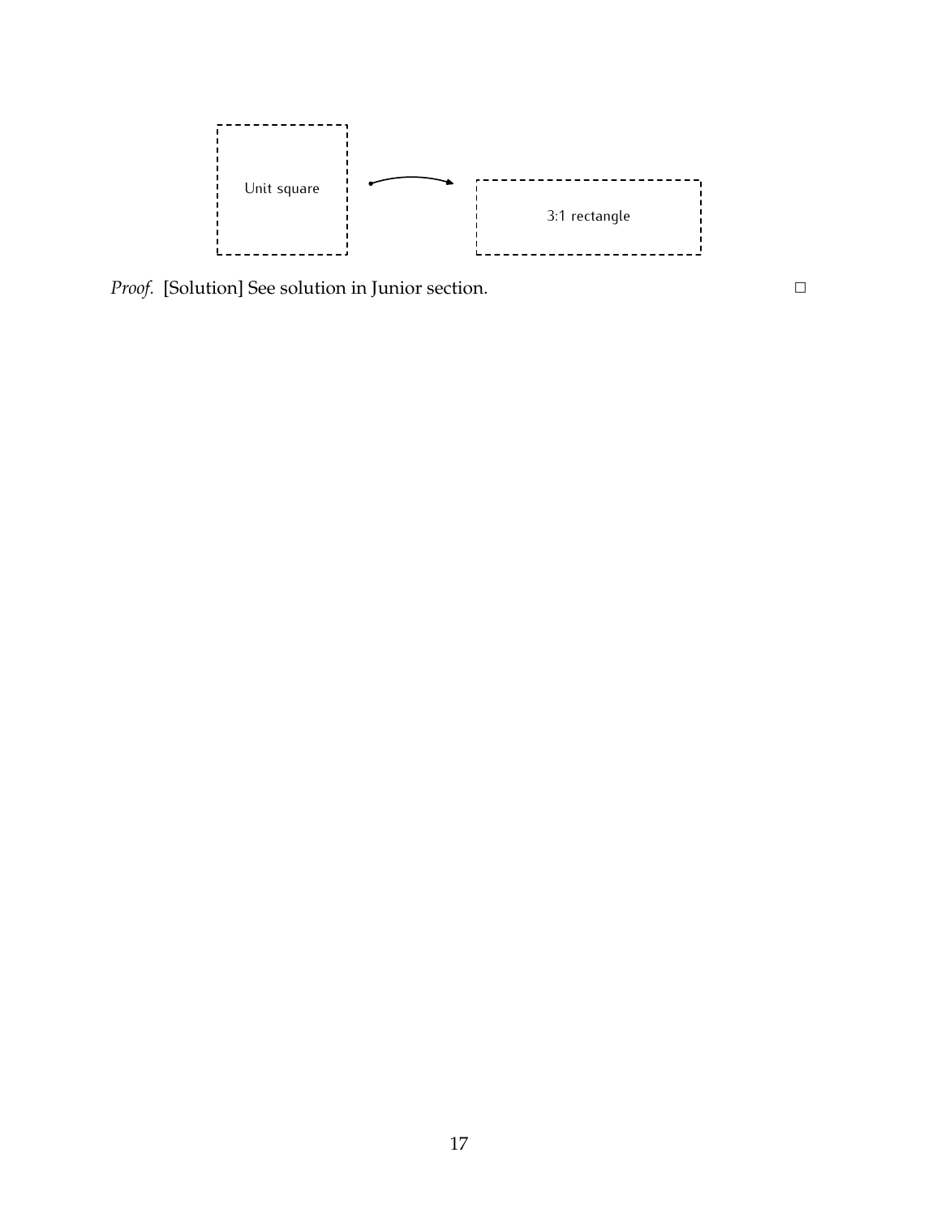Unit square

3:1 rectangle

*Proof.* [Solution] See solution in Junior section. □